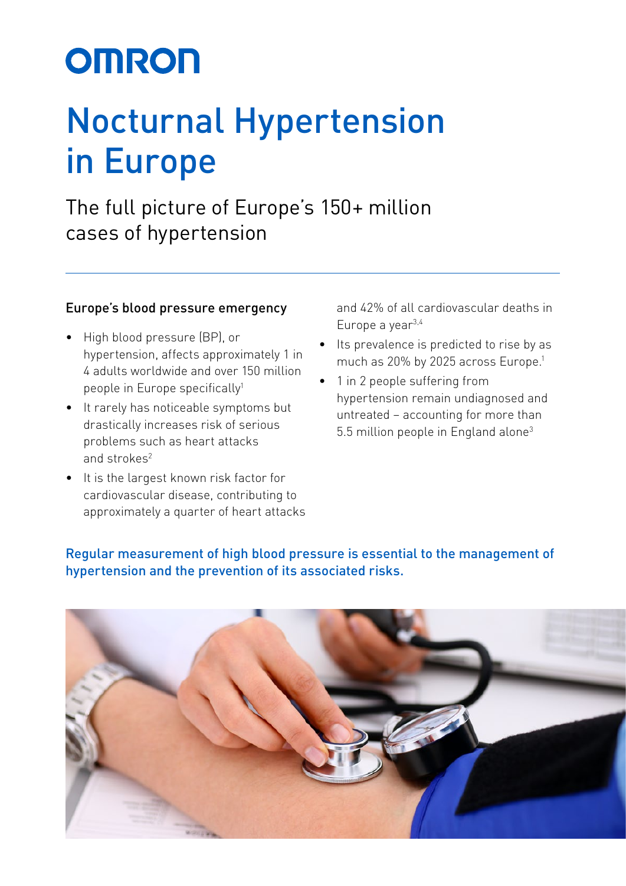OMRON

# Nocturnal Hypertension in Europe

## The full picture of Europe's 150+ million cases of hypertension

### Europe's blood pressure emergency

- High blood pressure (BP), or hypertension, affects approximately 1 in 4 adults worldwide and over 150 million people in Europe specifically[1]
- It rarely has noticeable symptoms but drastically increases risk of serious problems such as heart attacks and strokes[2]
- It is the largest known risk factor for cardiovascular disease, contributing to approximately a quarter of heart attacks and 42% of all cardiovascular deaths in Europe a year[3,4]
- Its prevalence is predicted to rise by as much as 20% by 2025 across Europe.[1]
- 1 in 2 people suffering from hypertension remain undiagnosed and untreated – accounting for more than 5.5 million people in England alone[3]

**Regular measurement of high blood pressure is essential to the management of hypertension and the prevention of its associated risks.**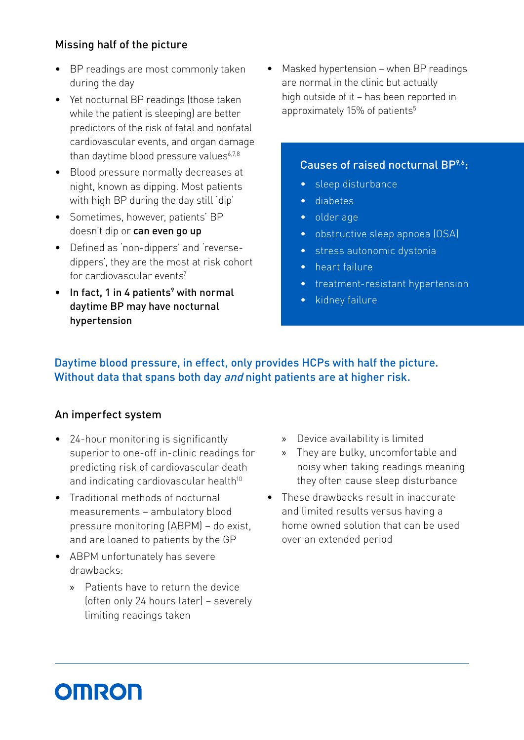## Missing half of the picture

- BP readings are most commonly taken during the day
- Yet nocturnal BP readings (those taken while the patient is sleeping) are better predictors of the risk of fatal and nonfatal cardiovascular events, and organ damage than daytime blood pressure values[6,7,8]
- Blood pressure normally decreases at night, known as dipping. Most patients with high BP during the day still 'dip'
- Sometimes, however, patients' BP doesn't dip or **can even go up**
- Defined as 'non-dippers' and 'reverse-dippers', they are the most at risk cohort for cardiovascular events[7]
- **In fact, 1 in 4 patients[9] with normal daytime BP may have nocturnal hypertension**
- Masked hypertension – when BP readings are normal in the clinic but actually high outside of it – has been reported in approximately 15% of patients[5]

### Causes of raised nocturnal BP[9,6]:

- sleep disturbance
- diabetes
- older age
- obstructive sleep apnoea (OSA)
- stress autonomic dystonia
- heart failure
- treatment-resistant hypertension
- kidney failure

**Daytime blood pressure, in effect, only provides HCPs with half the picture. Without data that spans both day *and* night patients are at higher risk.**

## An imperfect system

- 24-hour monitoring is significantly superior to one-off in-clinic readings for predicting risk of cardiovascular death and indicating cardiovascular health[10]
- Traditional methods of nocturnal measurements – ambulatory blood pressure monitoring (ABPM) – do exist, and are loaned to patients by the GP
- ABPM unfortunately has severe drawbacks:
  - Patients have to return the device (often only 24 hours later) – severely limiting readings taken
  - Device availability is limited
  - They are bulky, uncomfortable and noisy when taking readings meaning they often cause sleep disturbance
- These drawbacks result in inaccurate and limited results versus having a home owned solution that can be used over an extended period

OMRON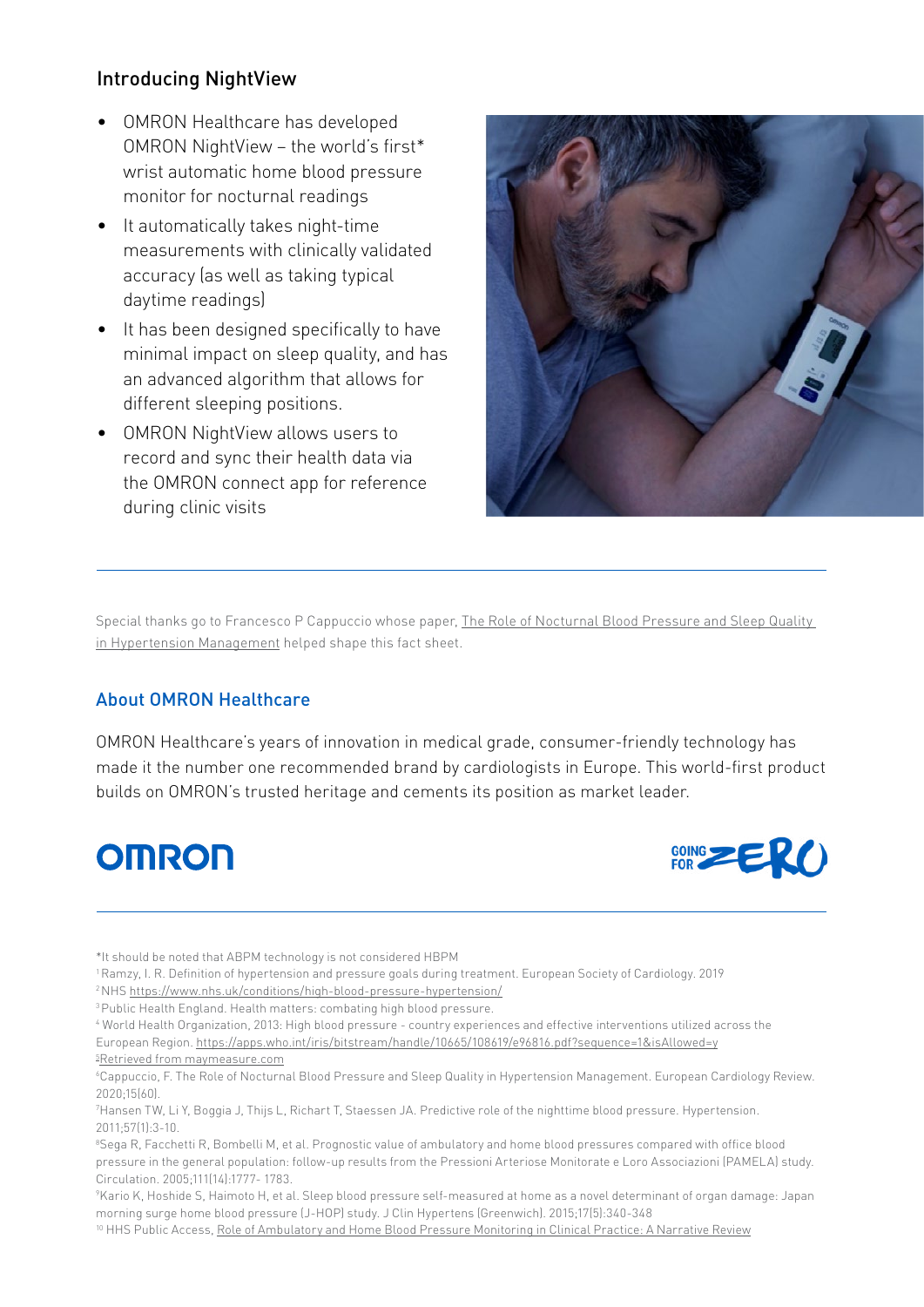## Introducing NightView

- OMRON Healthcare has developed OMRON NightView – the world's first* wrist automatic home blood pressure monitor for nocturnal readings
- It automatically takes night-time measurements with clinically validated accuracy (as well as taking typical daytime readings)
- It has been designed specifically to have minimal impact on sleep quality, and has an advanced algorithm that allows for different sleeping positions.
- OMRON NightView allows users to record and sync their health data via the OMRON connect app for reference during clinic visits

Special thanks go to Francesco P Cappuccio whose paper, The Role of Nocturnal Blood Pressure and Sleep Quality in Hypertension Management helped shape this fact sheet.

## About OMRON Healthcare

OMRON Healthcare's years of innovation in medical grade, consumer-friendly technology has made it the number one recommended brand by cardiologists in Europe. This world-first product builds on OMRON's trusted heritage and cements its position as market leader.

OMRON

GOING FOR ZERO

*It should be noted that ABPM technology is not considered HBPM

[1] Ramzy, I. R. Definition of hypertension and pressure goals during treatment. European Society of Cardiology. 2019

[2] NHS https://www.nhs.uk/conditions/high-blood-pressure-hypertension/

[3] Public Health England. Health matters: combating high blood pressure.

[4] World Health Organization, 2013: High blood pressure - country experiences and effective interventions utilized across the European Region. https://apps.who.int/iris/bitstream/handle/10665/108619/e96816.pdf?sequence=1&isAllowed=y

[5] Retrieved from maymeasure.com

[6] Cappuccio, F. The Role of Nocturnal Blood Pressure and Sleep Quality in Hypertension Management. European Cardiology Review. 2020;15(60).

[7] Hansen TW, Li Y, Boggia J, Thijs L, Richart T, Staessen JA. Predictive role of the nighttime blood pressure. Hypertension. 2011;57(1):3-10.

[8] Sega R, Facchetti R, Bombelli M, et al. Prognostic value of ambulatory and home blood pressures compared with office blood pressure in the general population: follow-up results from the Pressioni Arteriose Monitorate e Loro Associazioni (PAMELA) study. Circulation. 2005;111(14):1777- 1783.

[9] Kario K, Hoshide S, Haimoto H, et al. Sleep blood pressure self-measured at home as a novel determinant of organ damage: Japan morning surge home blood pressure (J-HOP) study. J Clin Hypertens (Greenwich). 2015;17(5):340-348

[10] HHS Public Access, Role of Ambulatory and Home Blood Pressure Monitoring in Clinical Practice: A Narrative Review